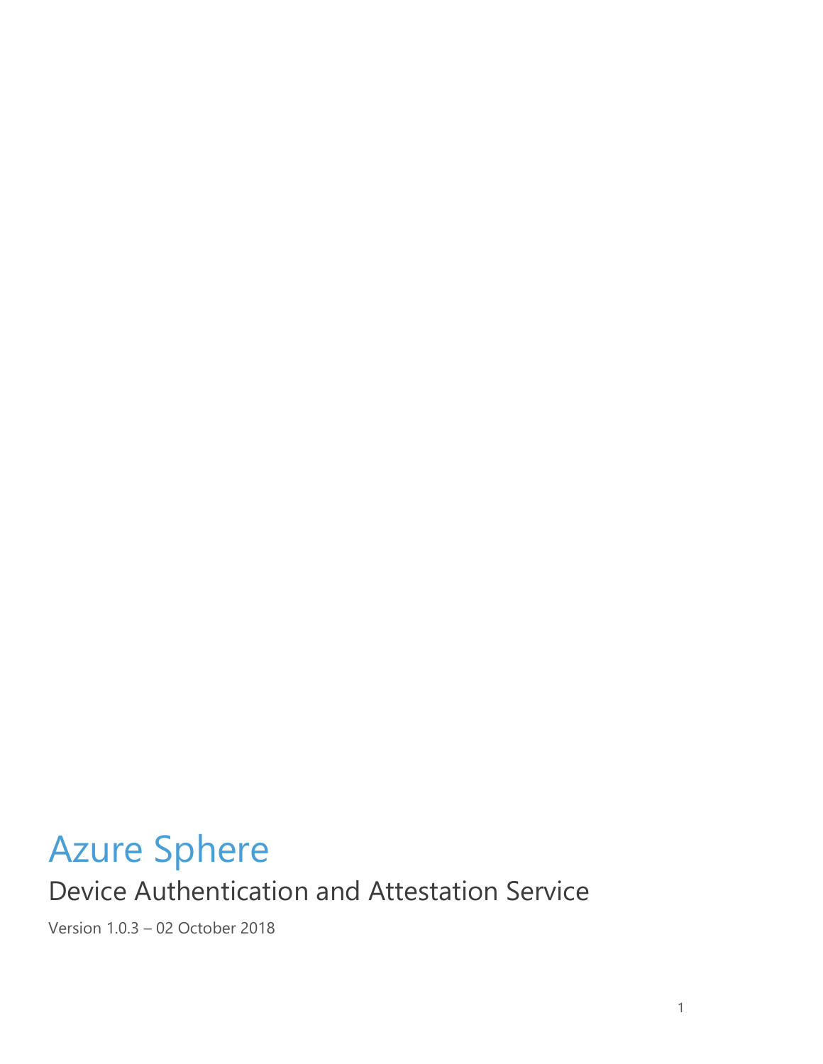# Azure Sphere

## Device Authentication and Attestation Service

Version 1.0.3 – 02 October 2018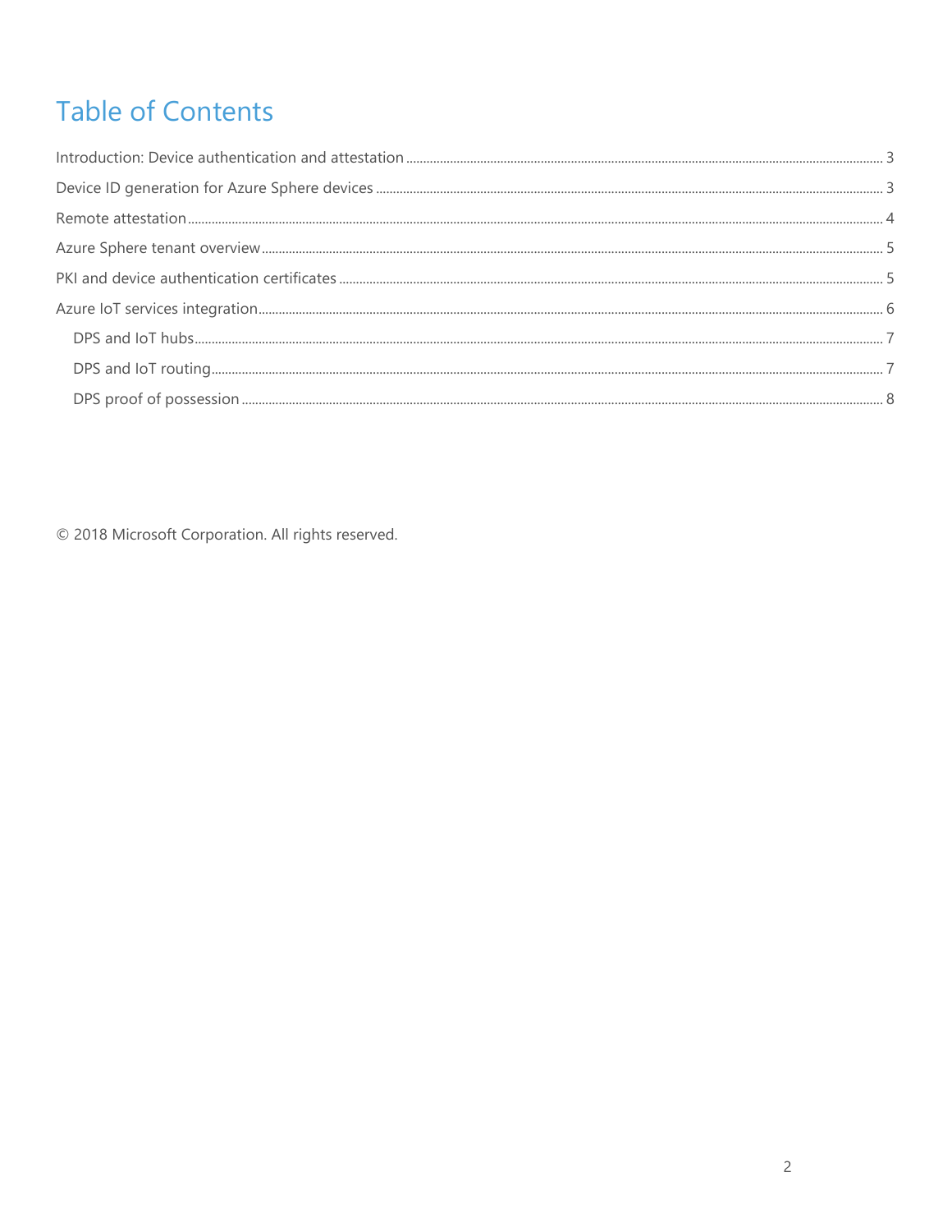# Table of Contents

Introduction: Device authentication and attestation ..... 3

Device ID generation for Azure Sphere devices ..... 3

Remote attestation ..... 4

Azure Sphere tenant overview ..... 5

PKI and device authentication certificates ..... 5

Azure IoT services integration ..... 6

- DPS and IoT hubs ..... 7
- DPS and IoT routing ..... 7
- DPS proof of possession ..... 8

© 2018 Microsoft Corporation. All rights reserved.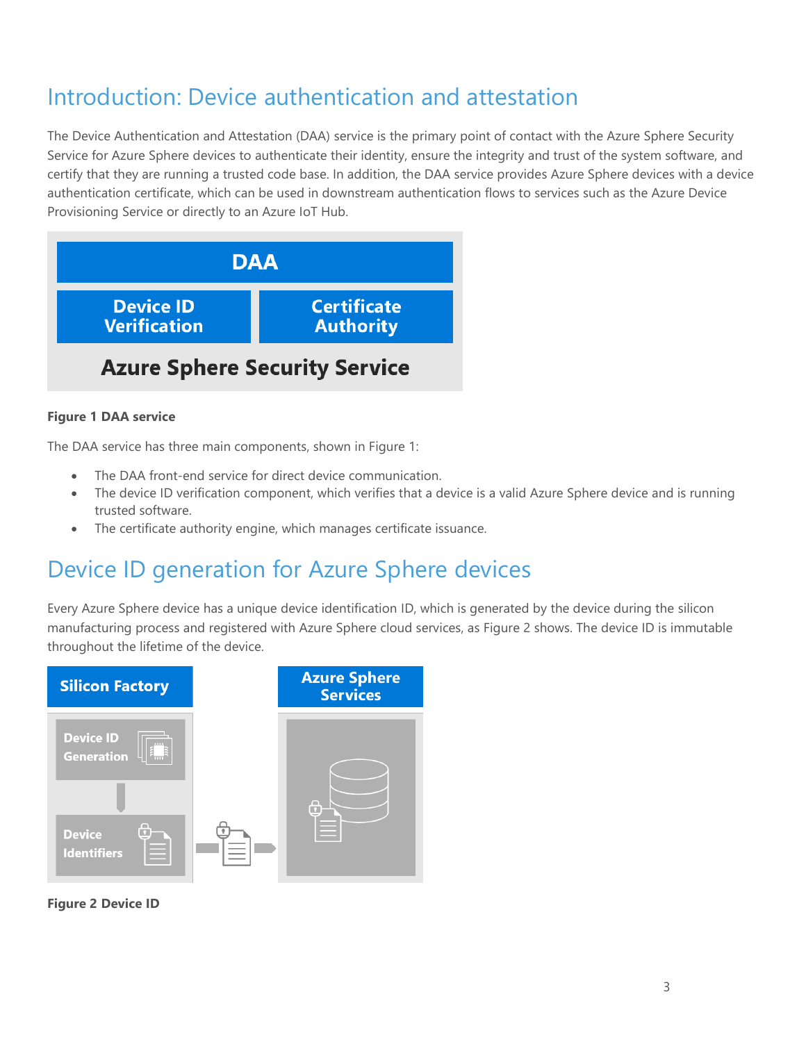# Introduction: Device authentication and attestation

The Device Authentication and Attestation (DAA) service is the primary point of contact with the Azure Sphere Security Service for Azure Sphere devices to authenticate their identity, ensure the integrity and trust of the system software, and certify that they are running a trusted code base. In addition, the DAA service provides Azure Sphere devices with a device authentication certificate, which can be used in downstream authentication flows to services such as the Azure Device Provisioning Service or directly to an Azure IoT Hub.

**Figure 1 DAA service**

The DAA service has three main components, shown in Figure 1:

- The DAA front-end service for direct device communication.
- The device ID verification component, which verifies that a device is a valid Azure Sphere device and is running trusted software.
- The certificate authority engine, which manages certificate issuance.

# Device ID generation for Azure Sphere devices

Every Azure Sphere device has a unique device identification ID, which is generated by the device during the silicon manufacturing process and registered with Azure Sphere cloud services, as Figure 2 shows. The device ID is immutable throughout the lifetime of the device.

**Figure 2 Device ID**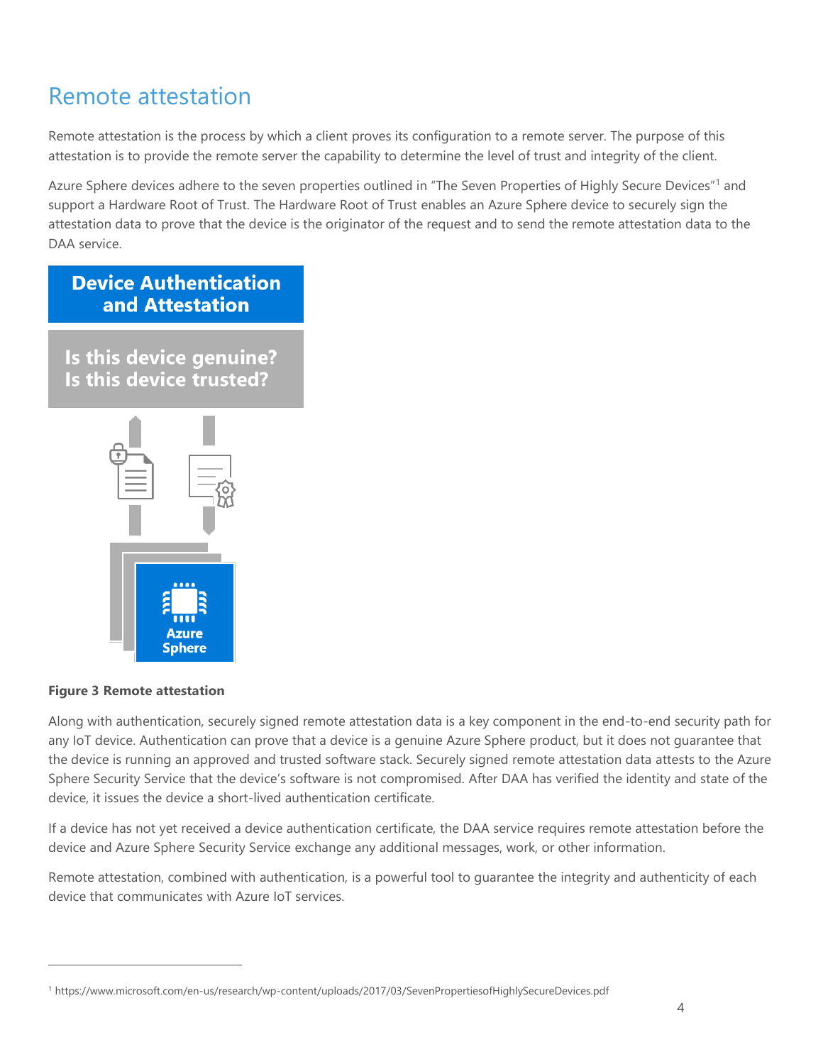# Remote attestation

Remote attestation is the process by which a client proves its configuration to a remote server. The purpose of this attestation is to provide the remote server the capability to determine the level of trust and integrity of the client.

Azure Sphere devices adhere to the seven properties outlined in "The Seven Properties of Highly Secure Devices"[1] and support a Hardware Root of Trust. The Hardware Root of Trust enables an Azure Sphere device to securely sign the attestation data to prove that the device is the originator of the request and to send the remote attestation data to the DAA service.

**Device Authentication and Attestation**

**Is this device genuine? Is this device trusted?**

**Azure Sphere**

**Figure 3 Remote attestation**

Along with authentication, securely signed remote attestation data is a key component in the end-to-end security path for any IoT device. Authentication can prove that a device is a genuine Azure Sphere product, but it does not guarantee that the device is running an approved and trusted software stack. Securely signed remote attestation data attests to the Azure Sphere Security Service that the device's software is not compromised. After DAA has verified the identity and state of the device, it issues the device a short-lived authentication certificate.

If a device has not yet received a device authentication certificate, the DAA service requires remote attestation before the device and Azure Sphere Security Service exchange any additional messages, work, or other information.

Remote attestation, combined with authentication, is a powerful tool to guarantee the integrity and authenticity of each device that communicates with Azure IoT services.

---

[1] https://www.microsoft.com/en-us/research/wp-content/uploads/2017/03/SevenPropertiesofHighlySecureDevices.pdf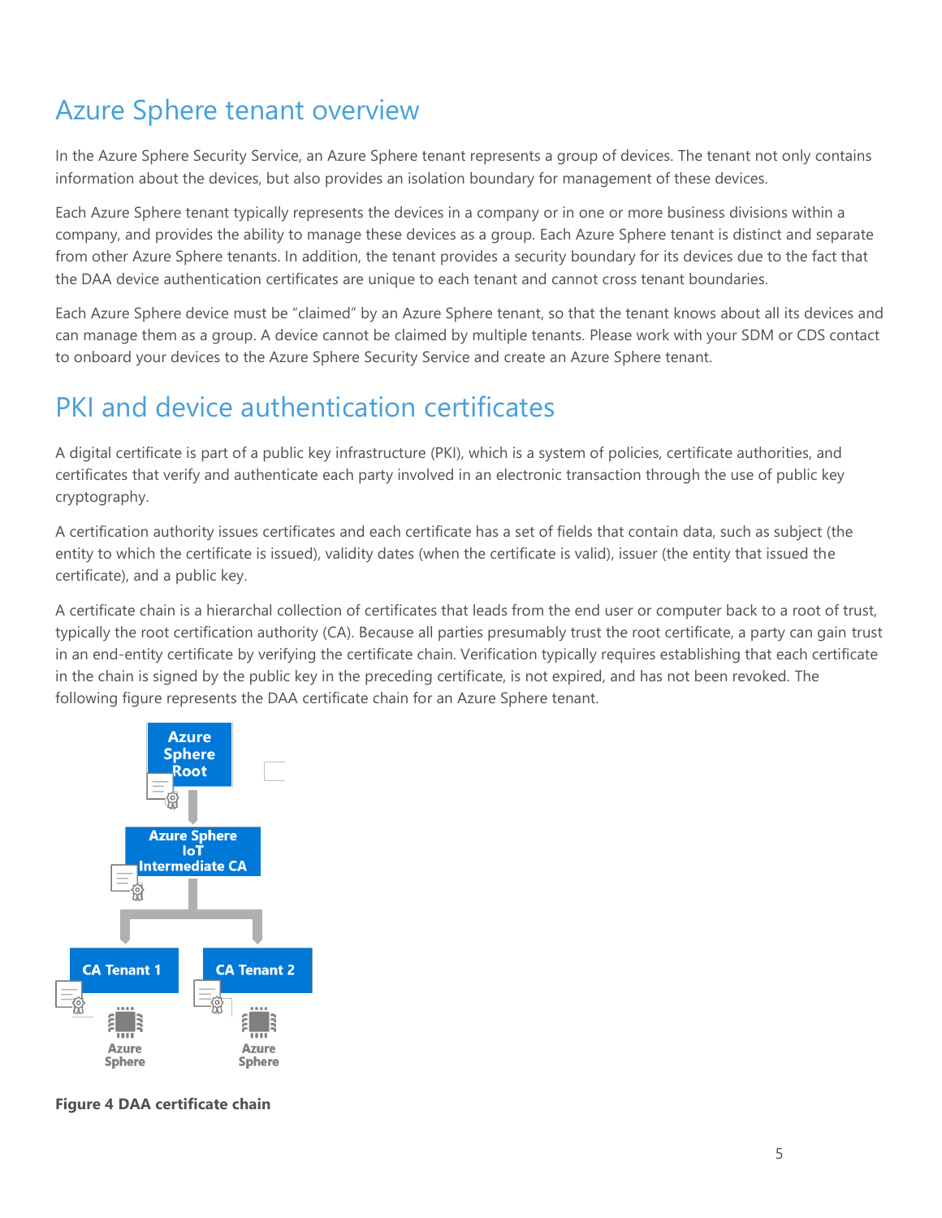# Azure Sphere tenant overview

In the Azure Sphere Security Service, an Azure Sphere tenant represents a group of devices. The tenant not only contains information about the devices, but also provides an isolation boundary for management of these devices.

Each Azure Sphere tenant typically represents the devices in a company or in one or more business divisions within a company, and provides the ability to manage these devices as a group. Each Azure Sphere tenant is distinct and separate from other Azure Sphere tenants. In addition, the tenant provides a security boundary for its devices due to the fact that the DAA device authentication certificates are unique to each tenant and cannot cross tenant boundaries.

Each Azure Sphere device must be "claimed" by an Azure Sphere tenant, so that the tenant knows about all its devices and can manage them as a group. A device cannot be claimed by multiple tenants. Please work with your SDM or CDS contact to onboard your devices to the Azure Sphere Security Service and create an Azure Sphere tenant.

# PKI and device authentication certificates

A digital certificate is part of a public key infrastructure (PKI), which is a system of policies, certificate authorities, and certificates that verify and authenticate each party involved in an electronic transaction through the use of public key cryptography.

A certification authority issues certificates and each certificate has a set of fields that contain data, such as subject (the entity to which the certificate is issued), validity dates (when the certificate is valid), issuer (the entity that issued the certificate), and a public key.

A certificate chain is a hierarchal collection of certificates that leads from the end user or computer back to a root of trust, typically the root certification authority (CA). Because all parties presumably trust the root certificate, a party can gain trust in an end-entity certificate by verifying the certificate chain. Verification typically requires establishing that each certificate in the chain is signed by the public key in the preceding certificate, is not expired, and has not been revoked. The following figure represents the DAA certificate chain for an Azure Sphere tenant.

Azure Sphere Root

Azure Sphere IoT Intermediate CA

CA Tenant 1 | CA Tenant 2

Azure Sphere | Azure Sphere

**Figure 4 DAA certificate chain**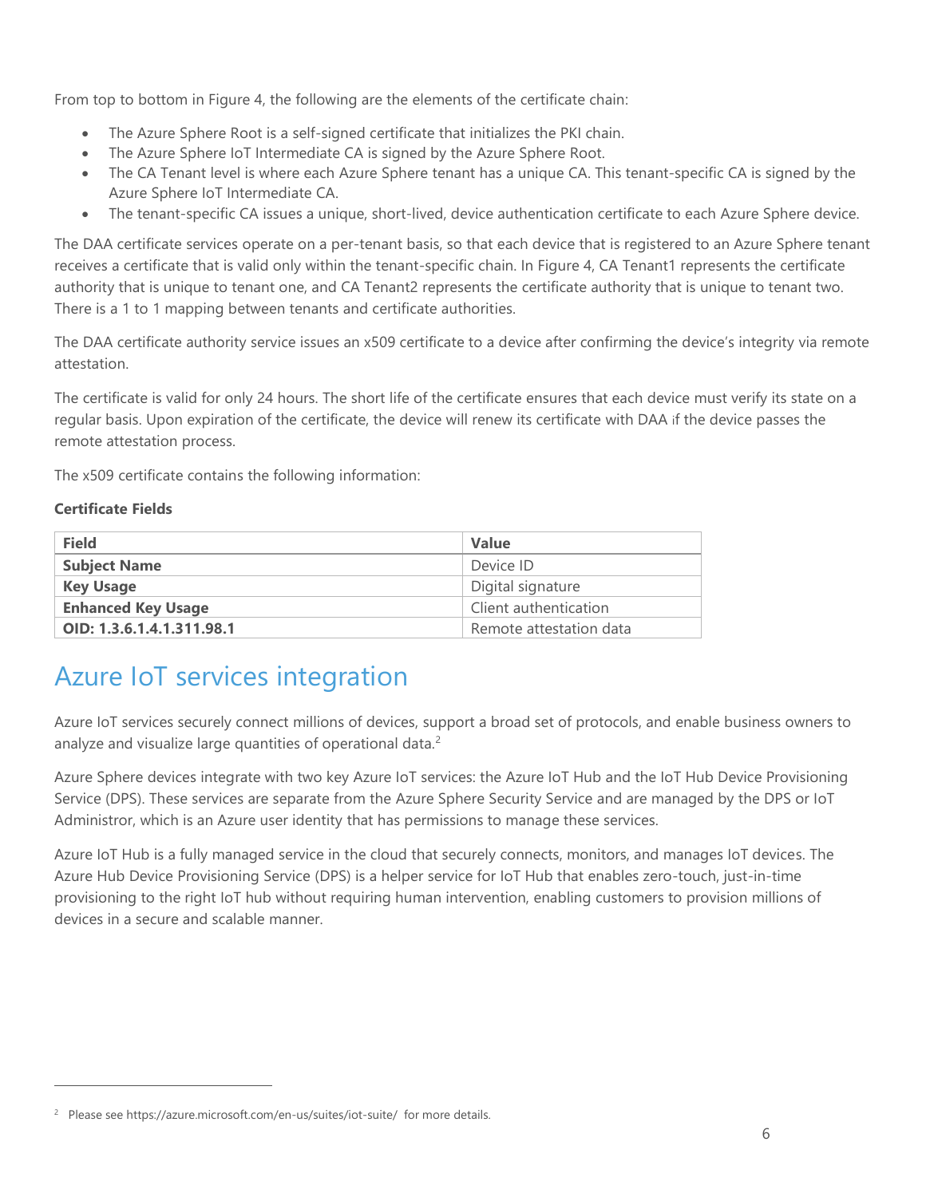From top to bottom in Figure 4, the following are the elements of the certificate chain:

- The Azure Sphere Root is a self-signed certificate that initializes the PKI chain.
- The Azure Sphere IoT Intermediate CA is signed by the Azure Sphere Root.
- The CA Tenant level is where each Azure Sphere tenant has a unique CA. This tenant-specific CA is signed by the Azure Sphere IoT Intermediate CA.
- The tenant-specific CA issues a unique, short-lived, device authentication certificate to each Azure Sphere device.

The DAA certificate services operate on a per-tenant basis, so that each device that is registered to an Azure Sphere tenant receives a certificate that is valid only within the tenant-specific chain. In Figure 4, CA Tenant1 represents the certificate authority that is unique to tenant one, and CA Tenant2 represents the certificate authority that is unique to tenant two. There is a 1 to 1 mapping between tenants and certificate authorities.

The DAA certificate authority service issues an x509 certificate to a device after confirming the device's integrity via remote attestation.

The certificate is valid for only 24 hours. The short life of the certificate ensures that each device must verify its state on a regular basis. Upon expiration of the certificate, the device will renew its certificate with DAA if the device passes the remote attestation process.

The x509 certificate contains the following information:

**Certificate Fields**

| Field | Value |
| --- | --- |
| **Subject Name** | Device ID |
| **Key Usage** | Digital signature |
| **Enhanced Key Usage** | Client authentication |
| **OID: 1.3.6.1.4.1.311.98.1** | Remote attestation data |

## Azure IoT services integration

Azure IoT services securely connect millions of devices, support a broad set of protocols, and enable business owners to analyze and visualize large quantities of operational data.[2]

Azure Sphere devices integrate with two key Azure IoT services: the Azure IoT Hub and the IoT Hub Device Provisioning Service (DPS). These services are separate from the Azure Sphere Security Service and are managed by the DPS or IoT Administror, which is an Azure user identity that has permissions to manage these services.

Azure IoT Hub is a fully managed service in the cloud that securely connects, monitors, and manages IoT devices. The Azure Hub Device Provisioning Service (DPS) is a helper service for IoT Hub that enables zero-touch, just-in-time provisioning to the right IoT hub without requiring human intervention, enabling customers to provision millions of devices in a secure and scalable manner.

[2] Please see https://azure.microsoft.com/en-us/suites/iot-suite/ for more details.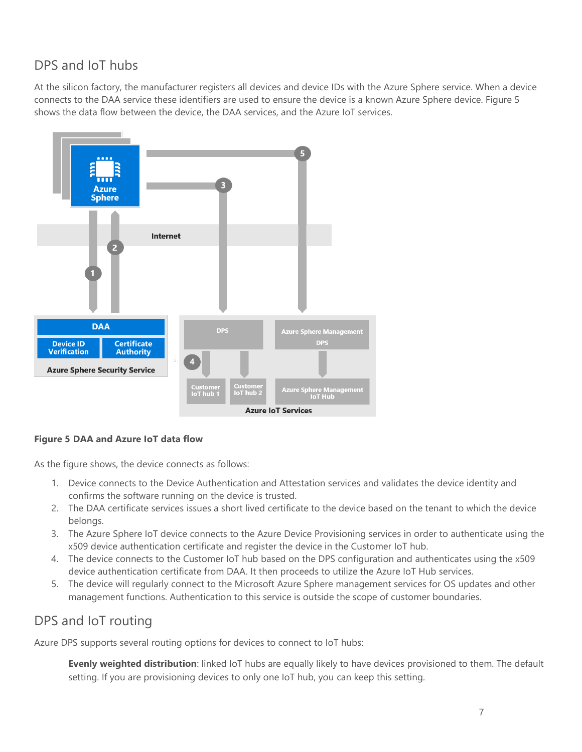## DPS and IoT hubs

At the silicon factory, the manufacturer registers all devices and device IDs with the Azure Sphere service. When a device connects to the DAA service these identifiers are used to ensure the device is a known Azure Sphere device. Figure 5 shows the data flow between the device, the DAA services, and the Azure IoT services.

**Figure 5 DAA and Azure IoT data flow**

As the figure shows, the device connects as follows:

1. Device connects to the Device Authentication and Attestation services and validates the device identity and confirms the software running on the device is trusted.
2. The DAA certificate services issues a short lived certificate to the device based on the tenant to which the device belongs.
3. The Azure Sphere IoT device connects to the Azure Device Provisioning services in order to authenticate using the x509 device authentication certificate and register the device in the Customer IoT hub.
4. The device connects to the Customer IoT hub based on the DPS configuration and authenticates using the x509 device authentication certificate from DAA. It then proceeds to utilize the Azure IoT Hub services.
5. The device will regularly connect to the Microsoft Azure Sphere management services for OS updates and other management functions. Authentication to this service is outside the scope of customer boundaries.

## DPS and IoT routing

Azure DPS supports several routing options for devices to connect to IoT hubs:

**Evenly weighted distribution**: linked IoT hubs are equally likely to have devices provisioned to them. The default setting. If you are provisioning devices to only one IoT hub, you can keep this setting.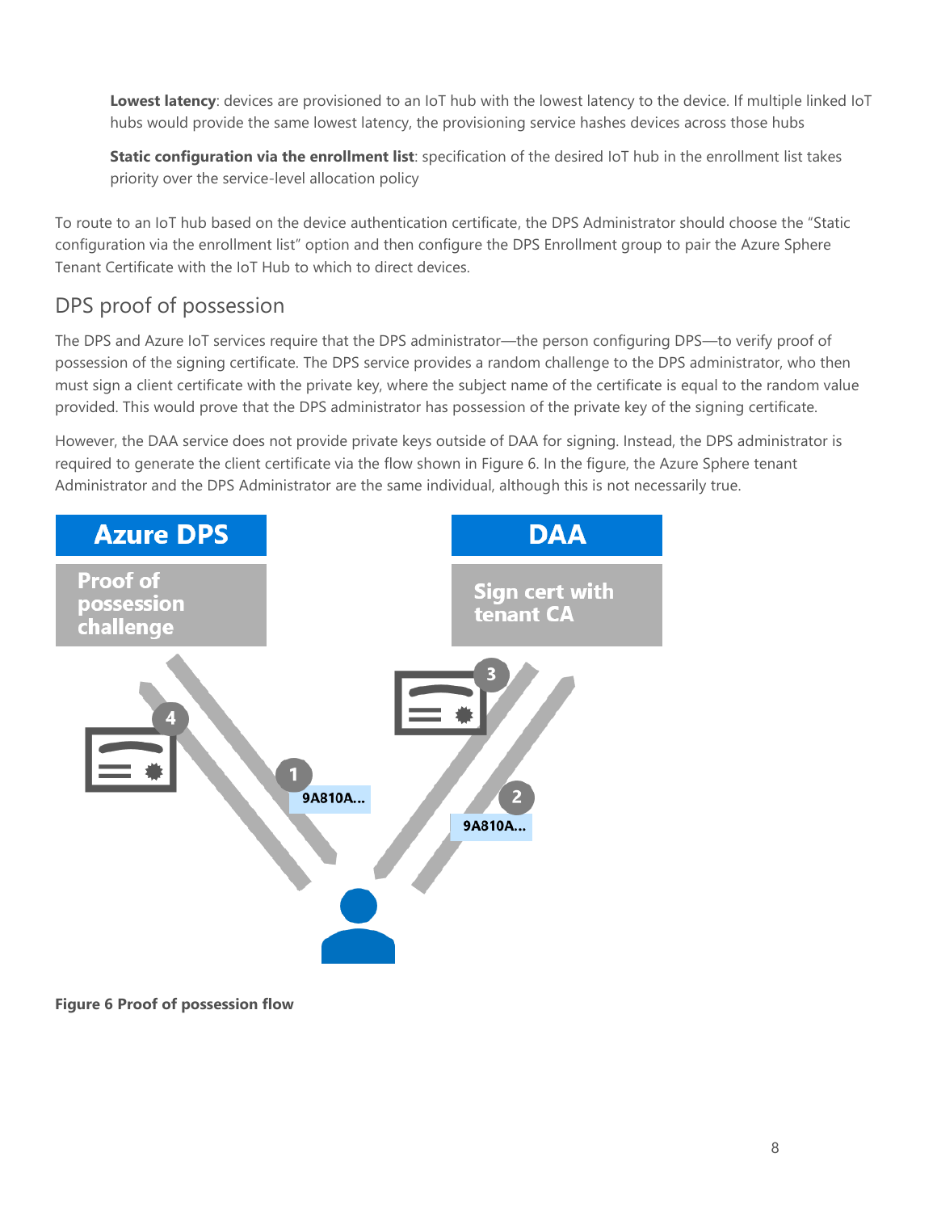**Lowest latency**: devices are provisioned to an IoT hub with the lowest latency to the device. If multiple linked IoT hubs would provide the same lowest latency, the provisioning service hashes devices across those hubs

**Static configuration via the enrollment list**: specification of the desired IoT hub in the enrollment list takes priority over the service-level allocation policy

To route to an IoT hub based on the device authentication certificate, the DPS Administrator should choose the "Static configuration via the enrollment list" option and then configure the DPS Enrollment group to pair the Azure Sphere Tenant Certificate with the IoT Hub to which to direct devices.

## DPS proof of possession

The DPS and Azure IoT services require that the DPS administrator—the person configuring DPS—to verify proof of possession of the signing certificate. The DPS service provides a random challenge to the DPS administrator, who then must sign a client certificate with the private key, where the subject name of the certificate is equal to the random value provided. This would prove that the DPS administrator has possession of the private key of the signing certificate.

However, the DAA service does not provide private keys outside of DAA for signing. Instead, the DPS administrator is required to generate the client certificate via the flow shown in Figure 6. In the figure, the Azure Sphere tenant Administrator and the DPS Administrator are the same individual, although this is not necessarily true.

**Figure 6 Proof of possession flow**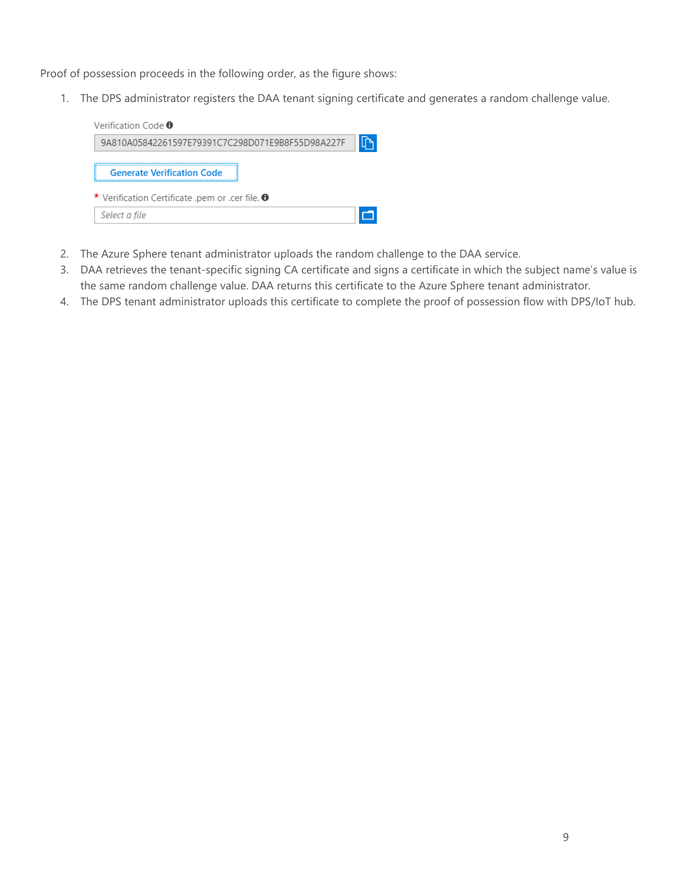Proof of possession proceeds in the following order, as the figure shows:

1. The DPS administrator registers the DAA tenant signing certificate and generates a random challenge value.

Verification Code

9A810A05842261597E79391C7C298D071E9B8F55D98A227F

Generate Verification Code

* Verification Certificate .pem or .cer file.

Select a file

2. The Azure Sphere tenant administrator uploads the random challenge to the DAA service.
3. DAA retrieves the tenant-specific signing CA certificate and signs a certificate in which the subject name's value is the same random challenge value. DAA returns this certificate to the Azure Sphere tenant administrator.
4. The DPS tenant administrator uploads this certificate to complete the proof of possession flow with DPS/IoT hub.